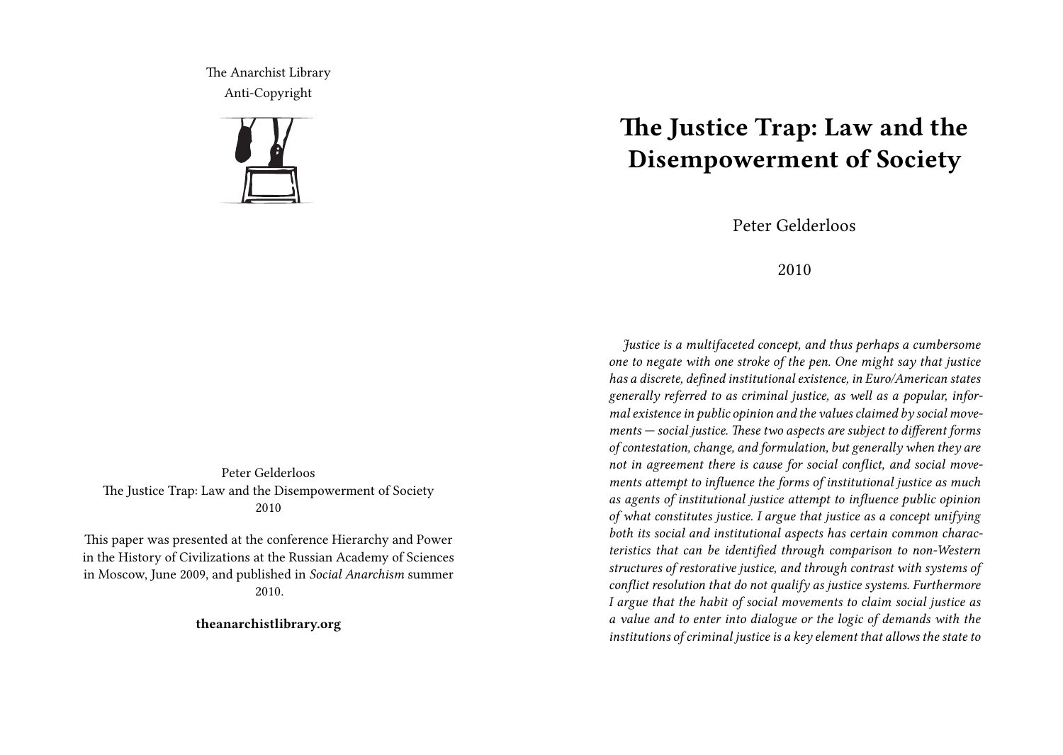The Anarchist Library
Anti-Copyright

Peter Gelderloos
The Justice Trap: Law and the Disempowerment of Society
2010

This paper was presented at the conference Hierarchy and Power in the History of Civilizations at the Russian Academy of Sciences in Moscow, June 2009, and published in *Social Anarchism* summer 2010.

**theanarchistlibrary.org**

# The Justice Trap: Law and the Disempowerment of Society

Peter Gelderloos

2010

*Justice is a multifaceted concept, and thus perhaps a cumbersome one to negate with one stroke of the pen. One might say that justice has a discrete, defined institutional existence, in Euro/American states generally referred to as criminal justice, as well as a popular, informal existence in public opinion and the values claimed by social movements — social justice. These two aspects are subject to different forms of contestation, change, and formulation, but generally when they are not in agreement there is cause for social conflict, and social movements attempt to influence the forms of institutional justice as much as agents of institutional justice attempt to influence public opinion of what constitutes justice. I argue that justice as a concept unifying both its social and institutional aspects has certain common characteristics that can be identified through comparison to non-Western structures of restorative justice, and through contrast with systems of conflict resolution that do not qualify as justice systems. Furthermore I argue that the habit of social movements to claim social justice as a value and to enter into dialogue or the logic of demands with the institutions of criminal justice is a key element that allows the state to*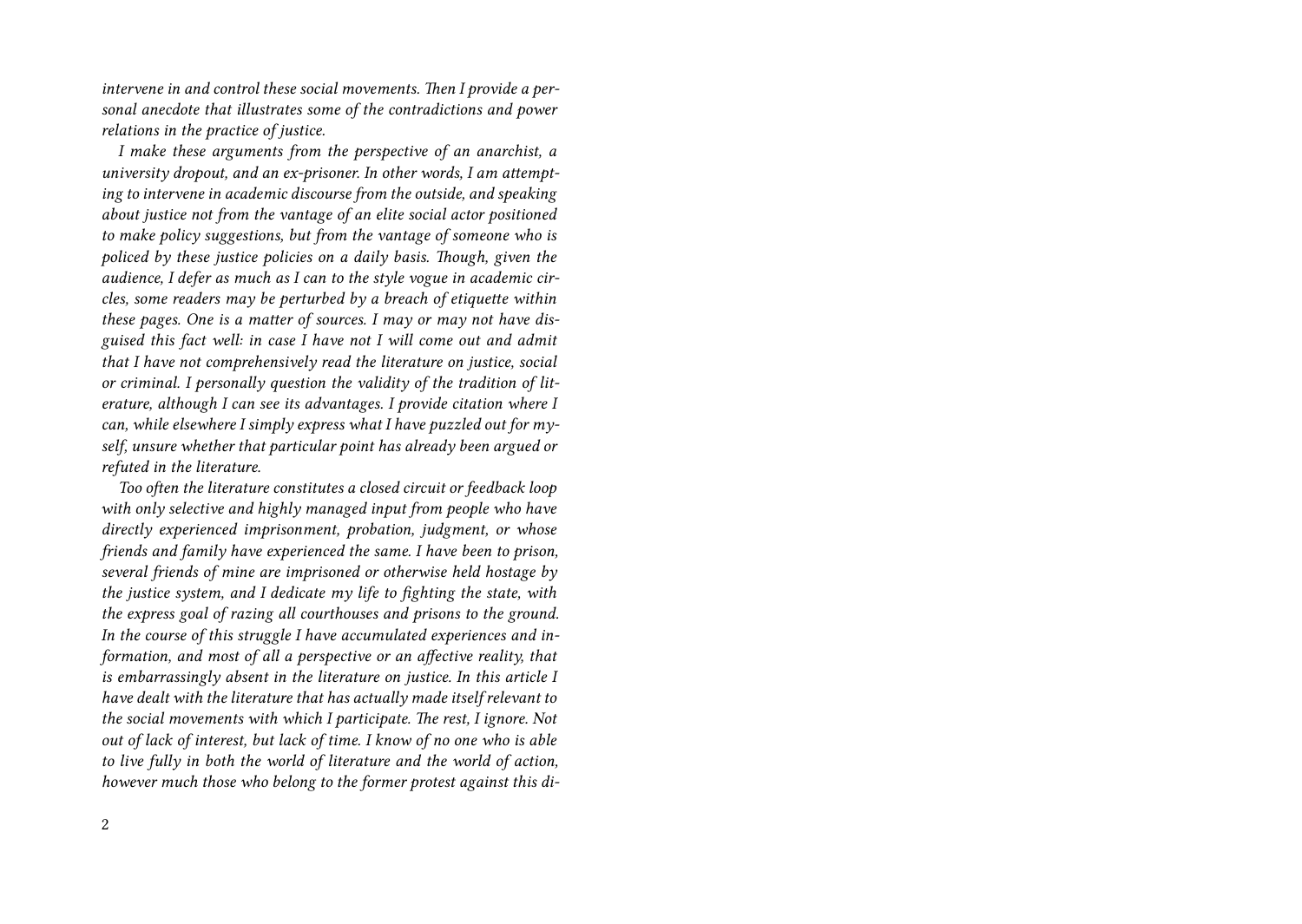*intervene in and control these social movements. Then I provide a personal anecdote that illustrates some of the contradictions and power relations in the practice of justice.*

*I make these arguments from the perspective of an anarchist, a university dropout, and an ex-prisoner. In other words, I am attempting to intervene in academic discourse from the outside, and speaking about justice not from the vantage of an elite social actor positioned to make policy suggestions, but from the vantage of someone who is policed by these justice policies on a daily basis. Though, given the audience, I defer as much as I can to the style vogue in academic circles, some readers may be perturbed by a breach of etiquette within these pages. One is a matter of sources. I may or may not have disguised this fact well: in case I have not I will come out and admit that I have not comprehensively read the literature on justice, social or criminal. I personally question the validity of the tradition of literature, although I can see its advantages. I provide citation where I can, while elsewhere I simply express what I have puzzled out for myself, unsure whether that particular point has already been argued or refuted in the literature.*

*Too often the literature constitutes a closed circuit or feedback loop with only selective and highly managed input from people who have directly experienced imprisonment, probation, judgment, or whose friends and family have experienced the same. I have been to prison, several friends of mine are imprisoned or otherwise held hostage by the justice system, and I dedicate my life to fighting the state, with the express goal of razing all courthouses and prisons to the ground. In the course of this struggle I have accumulated experiences and information, and most of all a perspective or an affective reality, that is embarrassingly absent in the literature on justice. In this article I have dealt with the literature that has actually made itself relevant to the social movements with which I participate. The rest, I ignore. Not out of lack of interest, but lack of time. I know of no one who is able to live fully in both the world of literature and the world of action, however much those who belong to the former protest against this di-*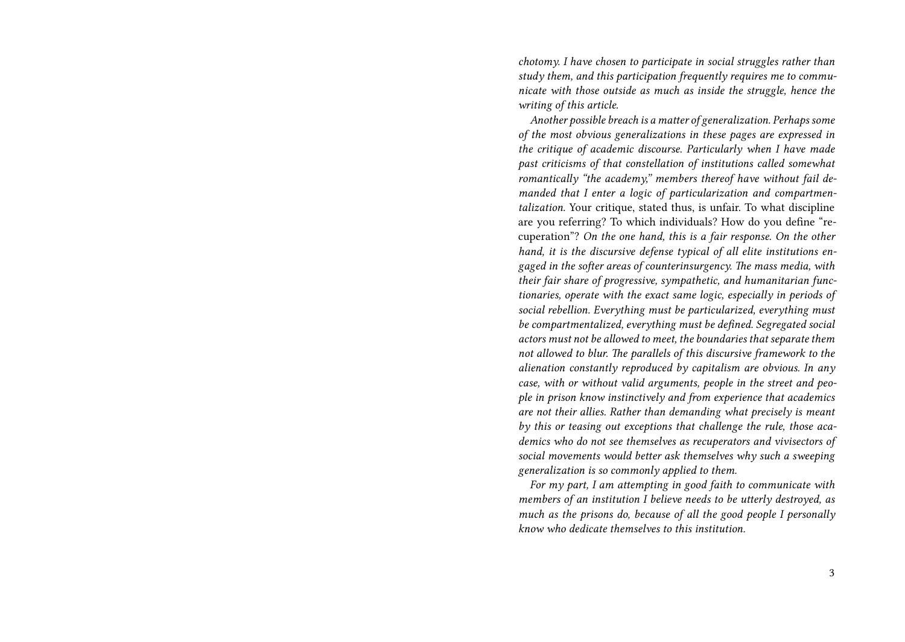*chotomy. I have chosen to participate in social struggles rather than study them, and this participation frequently requires me to communicate with those outside as much as inside the struggle, hence the writing of this article.*

*Another possible breach is a matter of generalization. Perhaps some of the most obvious generalizations in these pages are expressed in the critique of academic discourse. Particularly when I have made past criticisms of that constellation of institutions called somewhat romantically "the academy," members thereof have without fail demanded that I enter a logic of particularization and compartmentalization.* Your critique, stated thus, is unfair. To what discipline are you referring? To which individuals? How do you define "recuperation"? *On the one hand, this is a fair response. On the other hand, it is the discursive defense typical of all elite institutions engaged in the softer areas of counterinsurgency. The mass media, with their fair share of progressive, sympathetic, and humanitarian functionaries, operate with the exact same logic, especially in periods of social rebellion. Everything must be particularized, everything must be compartmentalized, everything must be defined. Segregated social actors must not be allowed to meet, the boundaries that separate them not allowed to blur. The parallels of this discursive framework to the alienation constantly reproduced by capitalism are obvious. In any case, with or without valid arguments, people in the street and people in prison know instinctively and from experience that academics are not their allies. Rather than demanding what precisely is meant by this or teasing out exceptions that challenge the rule, those academics who do not see themselves as recuperators and vivisectors of social movements would better ask themselves why such a sweeping generalization is so commonly applied to them.*

*For my part, I am attempting in good faith to communicate with members of an institution I believe needs to be utterly destroyed, as much as the prisons do, because of all the good people I personally know who dedicate themselves to this institution.*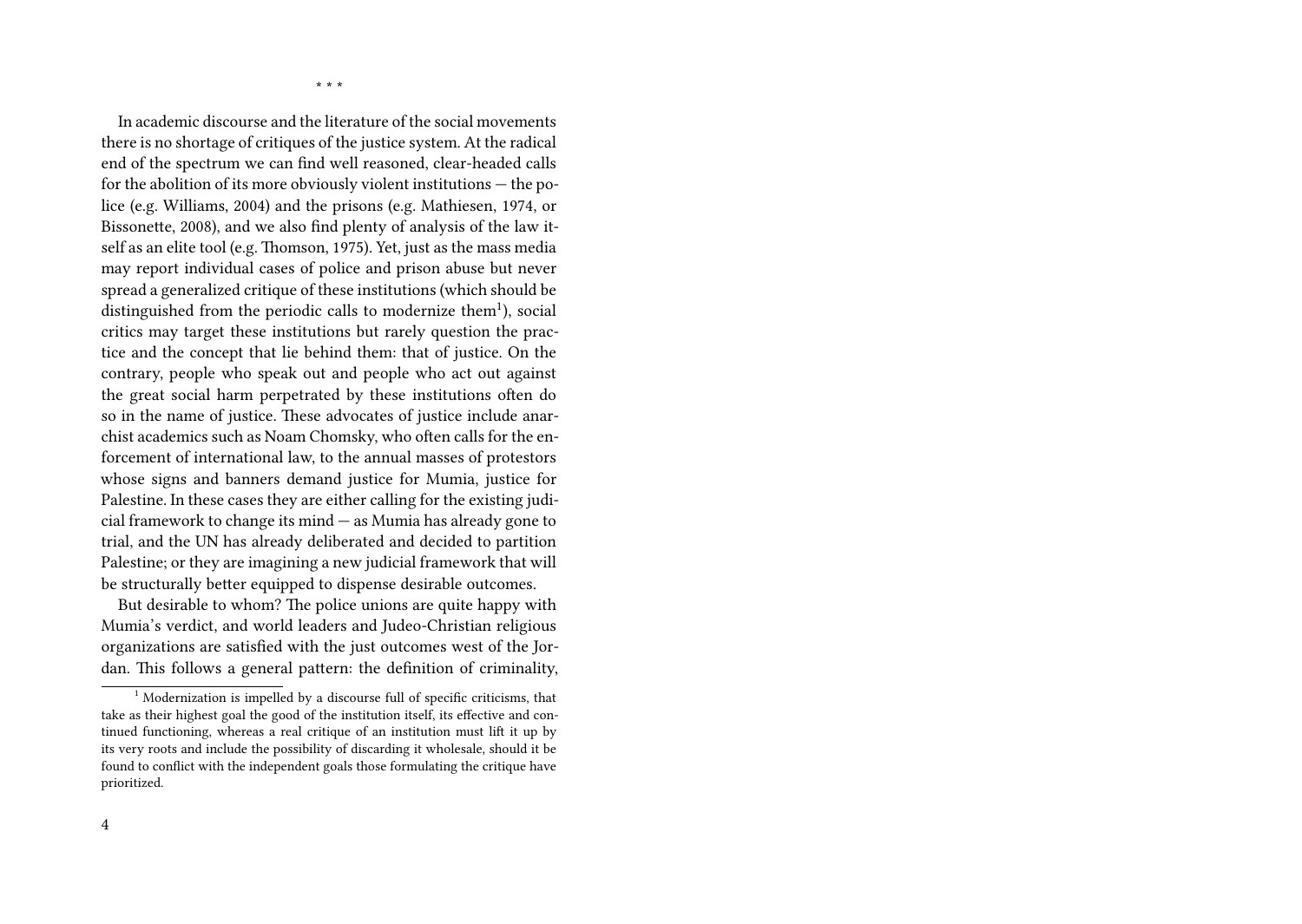\* \* \*

In academic discourse and the literature of the social movements there is no shortage of critiques of the justice system. At the radical end of the spectrum we can find well reasoned, clear-headed calls for the abolition of its more obviously violent institutions — the police (e.g. Williams, 2004) and the prisons (e.g. Mathiesen, 1974, or Bissonette, 2008), and we also find plenty of analysis of the law itself as an elite tool (e.g. Thomson, 1975). Yet, just as the mass media may report individual cases of police and prison abuse but never spread a generalized critique of these institutions (which should be distinguished from the periodic calls to modernize them[1]), social critics may target these institutions but rarely question the practice and the concept that lie behind them: that of justice. On the contrary, people who speak out and people who act out against the great social harm perpetrated by these institutions often do so in the name of justice. These advocates of justice include anarchist academics such as Noam Chomsky, who often calls for the enforcement of international law, to the annual masses of protestors whose signs and banners demand justice for Mumia, justice for Palestine. In these cases they are either calling for the existing judicial framework to change its mind — as Mumia has already gone to trial, and the UN has already deliberated and decided to partition Palestine; or they are imagining a new judicial framework that will be structurally better equipped to dispense desirable outcomes.

But desirable to whom? The police unions are quite happy with Mumia's verdict, and world leaders and Judeo-Christian religious organizations are satisfied with the just outcomes west of the Jordan. This follows a general pattern: the definition of criminality,

[1] Modernization is impelled by a discourse full of specific criticisms, that take as their highest goal the good of the institution itself, its effective and continued functioning, whereas a real critique of an institution must lift it up by its very roots and include the possibility of discarding it wholesale, should it be found to conflict with the independent goals those formulating the critique have prioritized.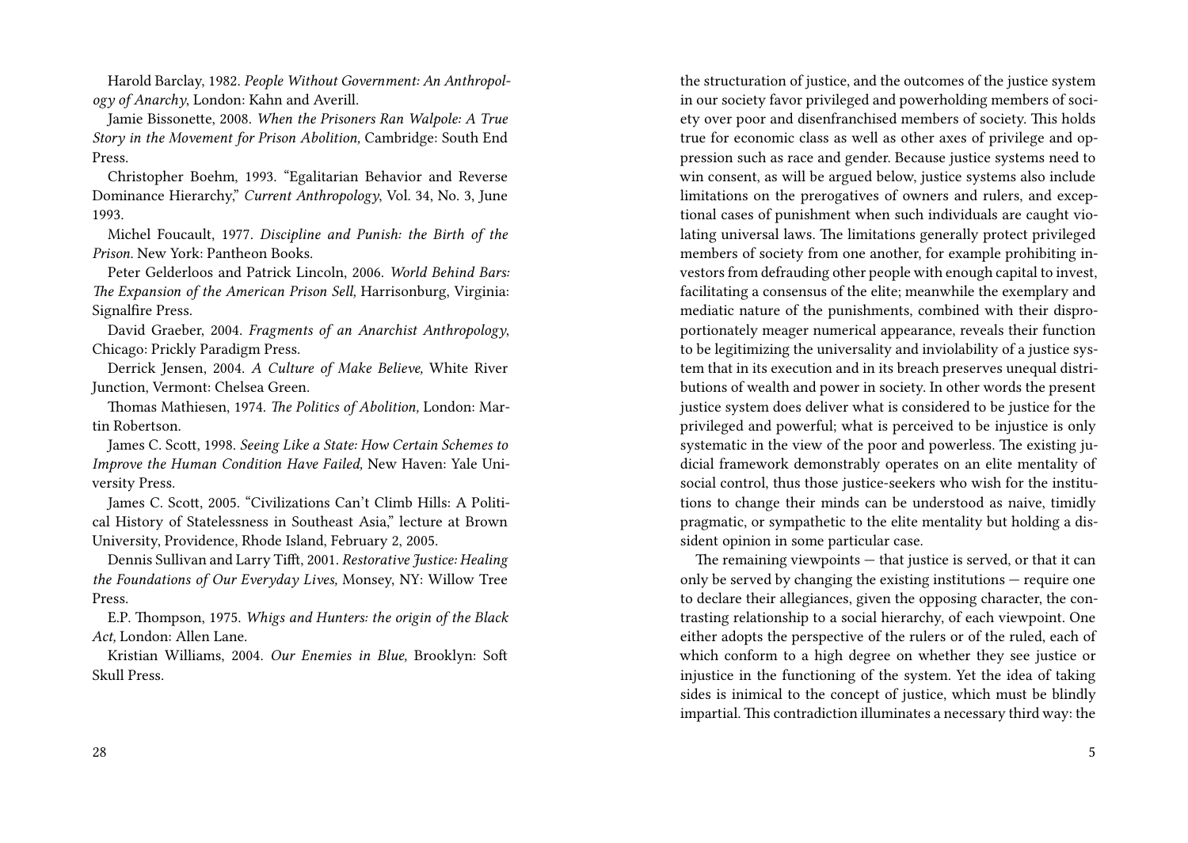Harold Barclay, 1982. *People Without Government: An Anthropology of Anarchy*, London: Kahn and Averill.

Jamie Bissonette, 2008. *When the Prisoners Ran Walpole: A True Story in the Movement for Prison Abolition,* Cambridge: South End Press.

Christopher Boehm, 1993. "Egalitarian Behavior and Reverse Dominance Hierarchy," *Current Anthropology*, Vol. 34, No. 3, June 1993.

Michel Foucault, 1977. *Discipline and Punish: the Birth of the Prison.* New York: Pantheon Books.

Peter Gelderloos and Patrick Lincoln, 2006. *World Behind Bars: The Expansion of the American Prison Sell,* Harrisonburg, Virginia: Signalfire Press.

David Graeber, 2004. *Fragments of an Anarchist Anthropology*, Chicago: Prickly Paradigm Press.

Derrick Jensen, 2004. *A Culture of Make Believe,* White River Junction, Vermont: Chelsea Green.

Thomas Mathiesen, 1974. *The Politics of Abolition,* London: Martin Robertson.

James C. Scott, 1998. *Seeing Like a State: How Certain Schemes to Improve the Human Condition Have Failed,* New Haven: Yale University Press.

James C. Scott, 2005. "Civilizations Can't Climb Hills: A Political History of Statelessness in Southeast Asia," lecture at Brown University, Providence, Rhode Island, February 2, 2005.

Dennis Sullivan and Larry Tifft, 2001. *Restorative Justice: Healing the Foundations of Our Everyday Lives,* Monsey, NY: Willow Tree Press.

E.P. Thompson, 1975. *Whigs and Hunters: the origin of the Black Act,* London: Allen Lane.

Kristian Williams, 2004. *Our Enemies in Blue,* Brooklyn: Soft Skull Press.

the structuration of justice, and the outcomes of the justice system in our society favor privileged and powerholding members of society over poor and disenfranchised members of society. This holds true for economic class as well as other axes of privilege and oppression such as race and gender. Because justice systems need to win consent, as will be argued below, justice systems also include limitations on the prerogatives of owners and rulers, and exceptional cases of punishment when such individuals are caught violating universal laws. The limitations generally protect privileged members of society from one another, for example prohibiting investors from defrauding other people with enough capital to invest, facilitating a consensus of the elite; meanwhile the exemplary and mediatic nature of the punishments, combined with their disproportionately meager numerical appearance, reveals their function to be legitimizing the universality and inviolability of a justice system that in its execution and in its breach preserves unequal distributions of wealth and power in society. In other words the present justice system does deliver what is considered to be justice for the privileged and powerful; what is perceived to be injustice is only systematic in the view of the poor and powerless. The existing judicial framework demonstrably operates on an elite mentality of social control, thus those justice-seekers who wish for the institutions to change their minds can be understood as naive, timidly pragmatic, or sympathetic to the elite mentality but holding a dissident opinion in some particular case.

The remaining viewpoints — that justice is served, or that it can only be served by changing the existing institutions — require one to declare their allegiances, given the opposing character, the contrasting relationship to a social hierarchy, of each viewpoint. One either adopts the perspective of the rulers or of the ruled, each of which conform to a high degree on whether they see justice or injustice in the functioning of the system. Yet the idea of taking sides is inimical to the concept of justice, which must be blindly impartial. This contradiction illuminates a necessary third way: the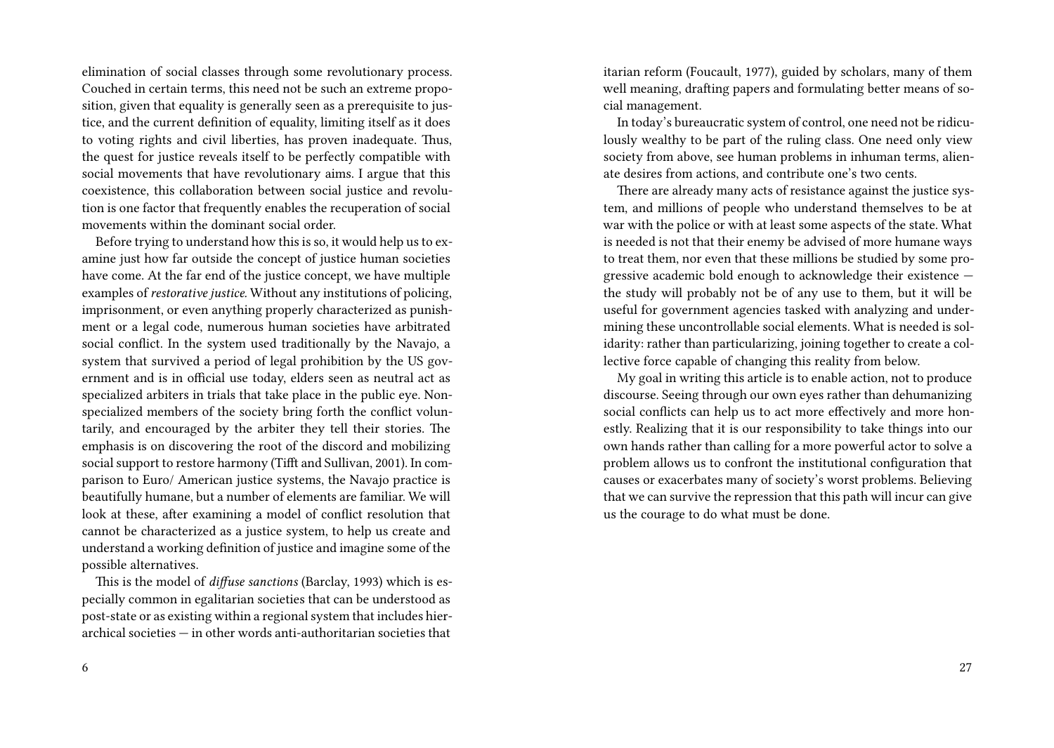elimination of social classes through some revolutionary process. Couched in certain terms, this need not be such an extreme proposition, given that equality is generally seen as a prerequisite to justice, and the current definition of equality, limiting itself as it does to voting rights and civil liberties, has proven inadequate. Thus, the quest for justice reveals itself to be perfectly compatible with social movements that have revolutionary aims. I argue that this coexistence, this collaboration between social justice and revolution is one factor that frequently enables the recuperation of social movements within the dominant social order.

Before trying to understand how this is so, it would help us to examine just how far outside the concept of justice human societies have come. At the far end of the justice concept, we have multiple examples of *restorative justice*. Without any institutions of policing, imprisonment, or even anything properly characterized as punishment or a legal code, numerous human societies have arbitrated social conflict. In the system used traditionally by the Navajo, a system that survived a period of legal prohibition by the US government and is in official use today, elders seen as neutral act as specialized arbiters in trials that take place in the public eye. Non-specialized members of the society bring forth the conflict voluntarily, and encouraged by the arbiter they tell their stories. The emphasis is on discovering the root of the discord and mobilizing social support to restore harmony (Tifft and Sullivan, 2001). In comparison to Euro/ American justice systems, the Navajo practice is beautifully humane, but a number of elements are familiar. We will look at these, after examining a model of conflict resolution that cannot be characterized as a justice system, to help us create and understand a working definition of justice and imagine some of the possible alternatives.

This is the model of *diffuse sanctions* (Barclay, 1993) which is especially common in egalitarian societies that can be understood as post-state or as existing within a regional system that includes hierarchical societies — in other words anti-authoritarian societies that

itarian reform (Foucault, 1977), guided by scholars, many of them well meaning, drafting papers and formulating better means of social management.

In today's bureaucratic system of control, one need not be ridiculously wealthy to be part of the ruling class. One need only view society from above, see human problems in inhuman terms, alienate desires from actions, and contribute one's two cents.

There are already many acts of resistance against the justice system, and millions of people who understand themselves to be at war with the police or with at least some aspects of the state. What is needed is not that their enemy be advised of more humane ways to treat them, nor even that these millions be studied by some progressive academic bold enough to acknowledge their existence — the study will probably not be of any use to them, but it will be useful for government agencies tasked with analyzing and undermining these uncontrollable social elements. What is needed is solidarity: rather than particularizing, joining together to create a collective force capable of changing this reality from below.

My goal in writing this article is to enable action, not to produce discourse. Seeing through our own eyes rather than dehumanizing social conflicts can help us to act more effectively and more honestly. Realizing that it is our responsibility to take things into our own hands rather than calling for a more powerful actor to solve a problem allows us to confront the institutional configuration that causes or exacerbates many of society's worst problems. Believing that we can survive the repression that this path will incur can give us the courage to do what must be done.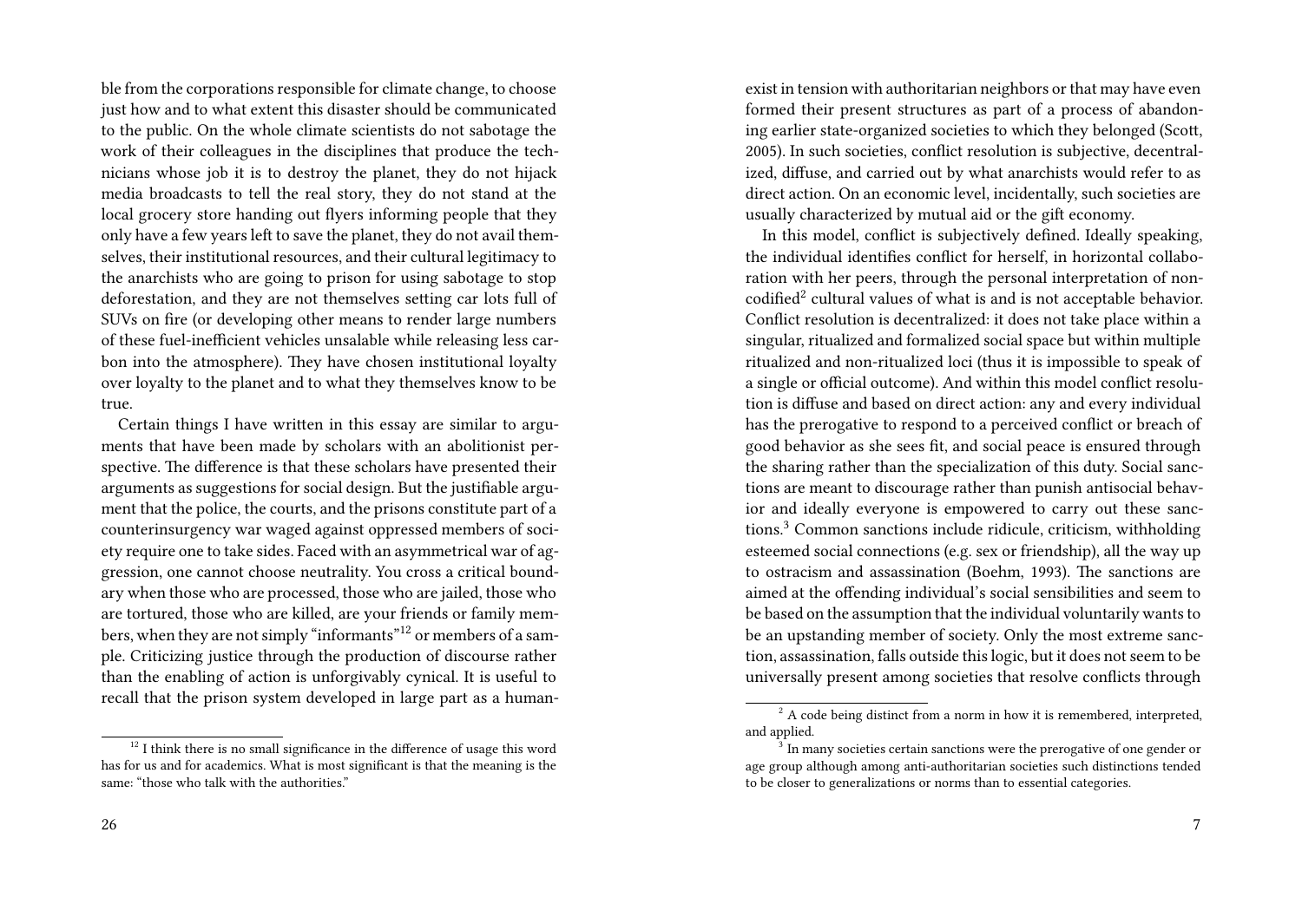ble from the corporations responsible for climate change, to choose just how and to what extent this disaster should be communicated to the public. On the whole climate scientists do not sabotage the work of their colleagues in the disciplines that produce the technicians whose job it is to destroy the planet, they do not hijack media broadcasts to tell the real story, they do not stand at the local grocery store handing out flyers informing people that they only have a few years left to save the planet, they do not avail themselves, their institutional resources, and their cultural legitimacy to the anarchists who are going to prison for using sabotage to stop deforestation, and they are not themselves setting car lots full of SUVs on fire (or developing other means to render large numbers of these fuel-inefficient vehicles unsalable while releasing less carbon into the atmosphere). They have chosen institutional loyalty over loyalty to the planet and to what they themselves know to be true.

Certain things I have written in this essay are similar to arguments that have been made by scholars with an abolitionist perspective. The difference is that these scholars have presented their arguments as suggestions for social design. But the justifiable argument that the police, the courts, and the prisons constitute part of a counterinsurgency war waged against oppressed members of society require one to take sides. Faced with an asymmetrical war of aggression, one cannot choose neutrality. You cross a critical boundary when those who are processed, those who are jailed, those who are tortured, those who are killed, are your friends or family members, when they are not simply "informants"[12] or members of a sample. Criticizing justice through the production of discourse rather than the enabling of action is unforgivably cynical. It is useful to recall that the prison system developed in large part as a human-

[12] I think there is no small significance in the difference of usage this word has for us and for academics. What is most significant is that the meaning is the same: "those who talk with the authorities."

exist in tension with authoritarian neighbors or that may have even formed their present structures as part of a process of abandoning earlier state-organized societies to which they belonged (Scott, 2005). In such societies, conflict resolution is subjective, decentralized, diffuse, and carried out by what anarchists would refer to as direct action. On an economic level, incidentally, such societies are usually characterized by mutual aid or the gift economy.

In this model, conflict is subjectively defined. Ideally speaking, the individual identifies conflict for herself, in horizontal collaboration with her peers, through the personal interpretation of non-codified[2] cultural values of what is and is not acceptable behavior. Conflict resolution is decentralized: it does not take place within a singular, ritualized and formalized social space but within multiple ritualized and non-ritualized loci (thus it is impossible to speak of a single or official outcome). And within this model conflict resolution is diffuse and based on direct action: any and every individual has the prerogative to respond to a perceived conflict or breach of good behavior as she sees fit, and social peace is ensured through the sharing rather than the specialization of this duty. Social sanctions are meant to discourage rather than punish antisocial behavior and ideally everyone is empowered to carry out these sanctions.[3] Common sanctions include ridicule, criticism, withholding esteemed social connections (e.g. sex or friendship), all the way up to ostracism and assassination (Boehm, 1993). The sanctions are aimed at the offending individual's social sensibilities and seem to be based on the assumption that the individual voluntarily wants to be an upstanding member of society. Only the most extreme sanction, assassination, falls outside this logic, but it does not seem to be universally present among societies that resolve conflicts through

[2] A code being distinct from a norm in how it is remembered, interpreted, and applied.

[3] In many societies certain sanctions were the prerogative of one gender or age group although among anti-authoritarian societies such distinctions tended to be closer to generalizations or norms than to essential categories.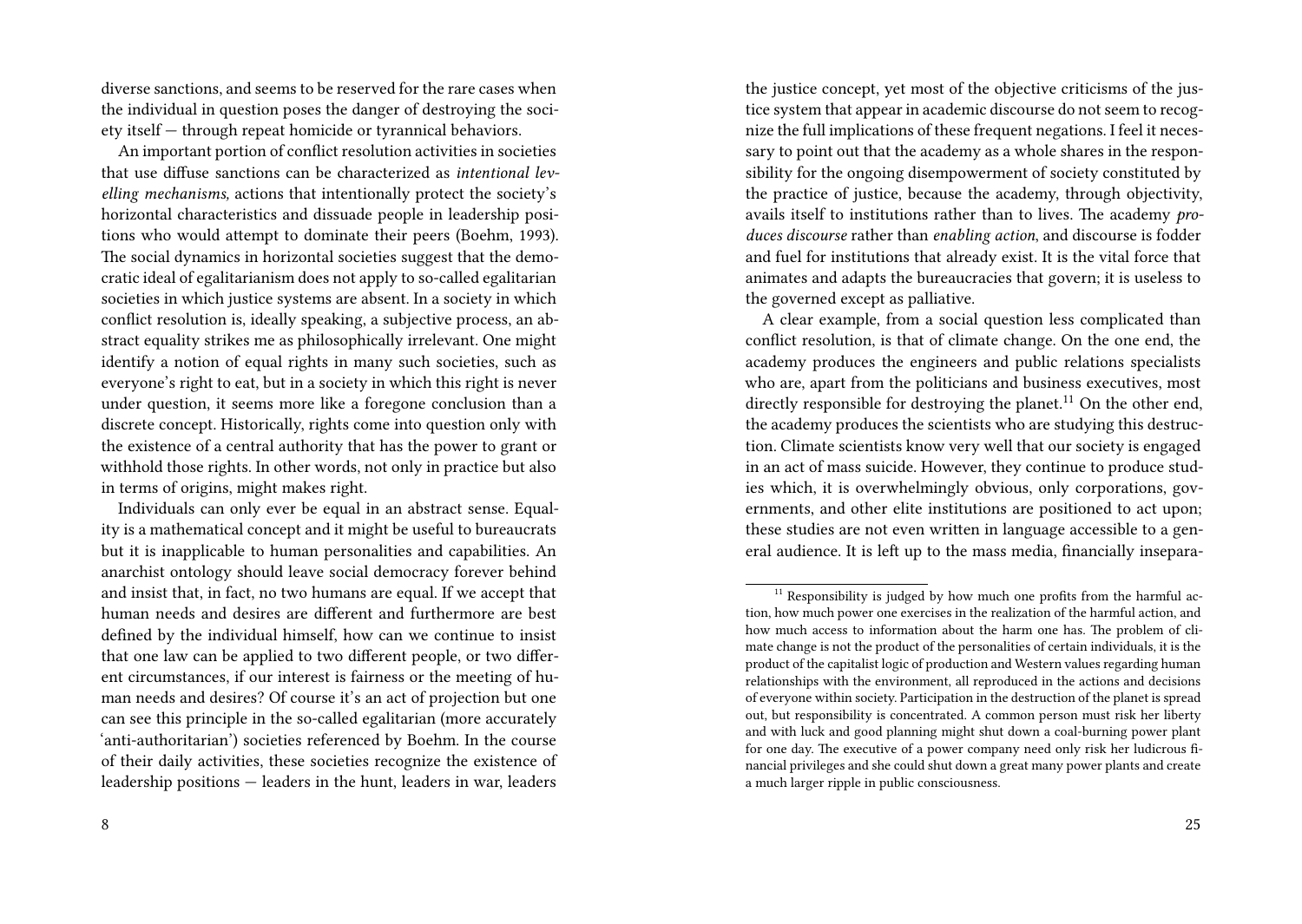diverse sanctions, and seems to be reserved for the rare cases when the individual in question poses the danger of destroying the society itself — through repeat homicide or tyrannical behaviors.

An important portion of conflict resolution activities in societies that use diffuse sanctions can be characterized as *intentional levelling mechanisms,* actions that intentionally protect the society's horizontal characteristics and dissuade people in leadership positions who would attempt to dominate their peers (Boehm, 1993). The social dynamics in horizontal societies suggest that the democratic ideal of egalitarianism does not apply to so-called egalitarian societies in which justice systems are absent. In a society in which conflict resolution is, ideally speaking, a subjective process, an abstract equality strikes me as philosophically irrelevant. One might identify a notion of equal rights in many such societies, such as everyone's right to eat, but in a society in which this right is never under question, it seems more like a foregone conclusion than a discrete concept. Historically, rights come into question only with the existence of a central authority that has the power to grant or withhold those rights. In other words, not only in practice but also in terms of origins, might makes right.

Individuals can only ever be equal in an abstract sense. Equality is a mathematical concept and it might be useful to bureaucrats but it is inapplicable to human personalities and capabilities. An anarchist ontology should leave social democracy forever behind and insist that, in fact, no two humans are equal. If we accept that human needs and desires are different and furthermore are best defined by the individual himself, how can we continue to insist that one law can be applied to two different people, or two different circumstances, if our interest is fairness or the meeting of human needs and desires? Of course it's an act of projection but one can see this principle in the so-called egalitarian (more accurately 'anti-authoritarian') societies referenced by Boehm. In the course of their daily activities, these societies recognize the existence of leadership positions — leaders in the hunt, leaders in war, leaders

the justice concept, yet most of the objective criticisms of the justice system that appear in academic discourse do not seem to recognize the full implications of these frequent negations. I feel it necessary to point out that the academy as a whole shares in the responsibility for the ongoing disempowerment of society constituted by the practice of justice, because the academy, through objectivity, avails itself to institutions rather than to lives. The academy *produces discourse* rather than *enabling action*, and discourse is fodder and fuel for institutions that already exist. It is the vital force that animates and adapts the bureaucracies that govern; it is useless to the governed except as palliative.

A clear example, from a social question less complicated than conflict resolution, is that of climate change. On the one end, the academy produces the engineers and public relations specialists who are, apart from the politicians and business executives, most directly responsible for destroying the planet.[11] On the other end, the academy produces the scientists who are studying this destruction. Climate scientists know very well that our society is engaged in an act of mass suicide. However, they continue to produce studies which, it is overwhelmingly obvious, only corporations, governments, and other elite institutions are positioned to act upon; these studies are not even written in language accessible to a general audience. It is left up to the mass media, financially insepara-

[11] Responsibility is judged by how much one profits from the harmful action, how much power one exercises in the realization of the harmful action, and how much access to information about the harm one has. The problem of climate change is not the product of the personalities of certain individuals, it is the product of the capitalist logic of production and Western values regarding human relationships with the environment, all reproduced in the actions and decisions of everyone within society. Participation in the destruction of the planet is spread out, but responsibility is concentrated. A common person must risk her liberty and with luck and good planning might shut down a coal-burning power plant for one day. The executive of a power company need only risk her ludicrous financial privileges and she could shut down a great many power plants and create a much larger ripple in public consciousness.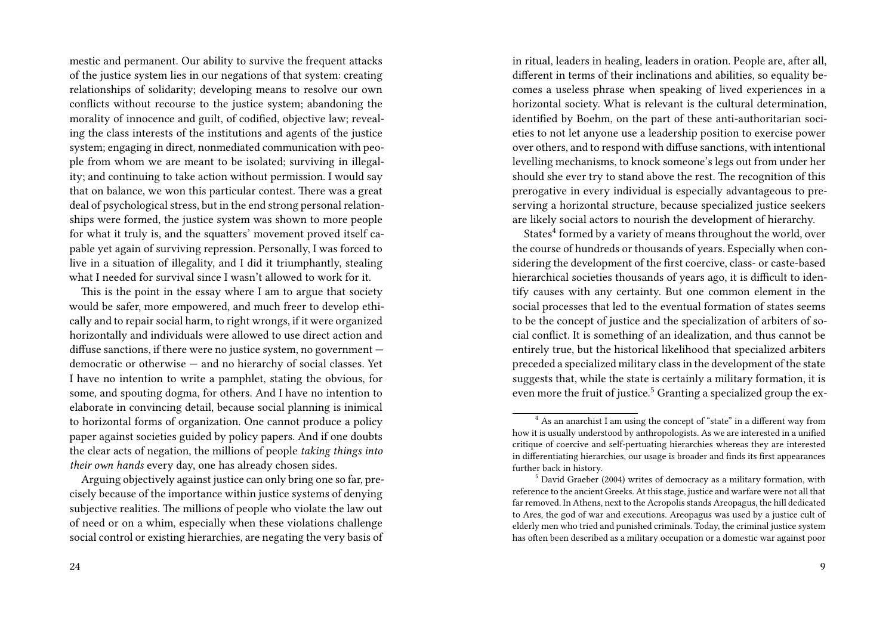mestic and permanent. Our ability to survive the frequent attacks of the justice system lies in our negations of that system: creating relationships of solidarity; developing means to resolve our own conflicts without recourse to the justice system; abandoning the morality of innocence and guilt, of codified, objective law; revealing the class interests of the institutions and agents of the justice system; engaging in direct, nonmediated communication with people from whom we are meant to be isolated; surviving in illegality; and continuing to take action without permission. I would say that on balance, we won this particular contest. There was a great deal of psychological stress, but in the end strong personal relationships were formed, the justice system was shown to more people for what it truly is, and the squatters' movement proved itself capable yet again of surviving repression. Personally, I was forced to live in a situation of illegality, and I did it triumphantly, stealing what I needed for survival since I wasn't allowed to work for it.

This is the point in the essay where I am to argue that society would be safer, more empowered, and much freer to develop ethically and to repair social harm, to right wrongs, if it were organized horizontally and individuals were allowed to use direct action and diffuse sanctions, if there were no justice system, no government — democratic or otherwise — and no hierarchy of social classes. Yet I have no intention to write a pamphlet, stating the obvious, for some, and spouting dogma, for others. And I have no intention to elaborate in convincing detail, because social planning is inimical to horizontal forms of organization. One cannot produce a policy paper against societies guided by policy papers. And if one doubts the clear acts of negation, the millions of people *taking things into their own hands* every day, one has already chosen sides.

Arguing objectively against justice can only bring one so far, precisely because of the importance within justice systems of denying subjective realities. The millions of people who violate the law out of need or on a whim, especially when these violations challenge social control or existing hierarchies, are negating the very basis of

in ritual, leaders in healing, leaders in oration. People are, after all, different in terms of their inclinations and abilities, so equality becomes a useless phrase when speaking of lived experiences in a horizontal society. What is relevant is the cultural determination, identified by Boehm, on the part of these anti-authoritarian societies to not let anyone use a leadership position to exercise power over others, and to respond with diffuse sanctions, with intentional levelling mechanisms, to knock someone's legs out from under her should she ever try to stand above the rest. The recognition of this prerogative in every individual is especially advantageous to preserving a horizontal structure, because specialized justice seekers are likely social actors to nourish the development of hierarchy.

States[4] formed by a variety of means throughout the world, over the course of hundreds or thousands of years. Especially when considering the development of the first coercive, class- or caste-based hierarchical societies thousands of years ago, it is difficult to identify causes with any certainty. But one common element in the social processes that led to the eventual formation of states seems to be the concept of justice and the specialization of arbiters of social conflict. It is something of an idealization, and thus cannot be entirely true, but the historical likelihood that specialized arbiters preceded a specialized military class in the development of the state suggests that, while the state is certainly a military formation, it is even more the fruit of justice.[5] Granting a specialized group the ex-

[4] As an anarchist I am using the concept of "state" in a different way from how it is usually understood by anthropologists. As we are interested in a unified critique of coercive and self-pertuating hierarchies whereas they are interested in differentiating hierarchies, our usage is broader and finds its first appearances further back in history.

[5] David Graeber (2004) writes of democracy as a military formation, with reference to the ancient Greeks. At this stage, justice and warfare were not all that far removed. In Athens, next to the Acropolis stands Areopagus, the hill dedicated to Ares, the god of war and executions. Areopagus was used by a justice cult of elderly men who tried and punished criminals. Today, the criminal justice system has often been described as a military occupation or a domestic war against poor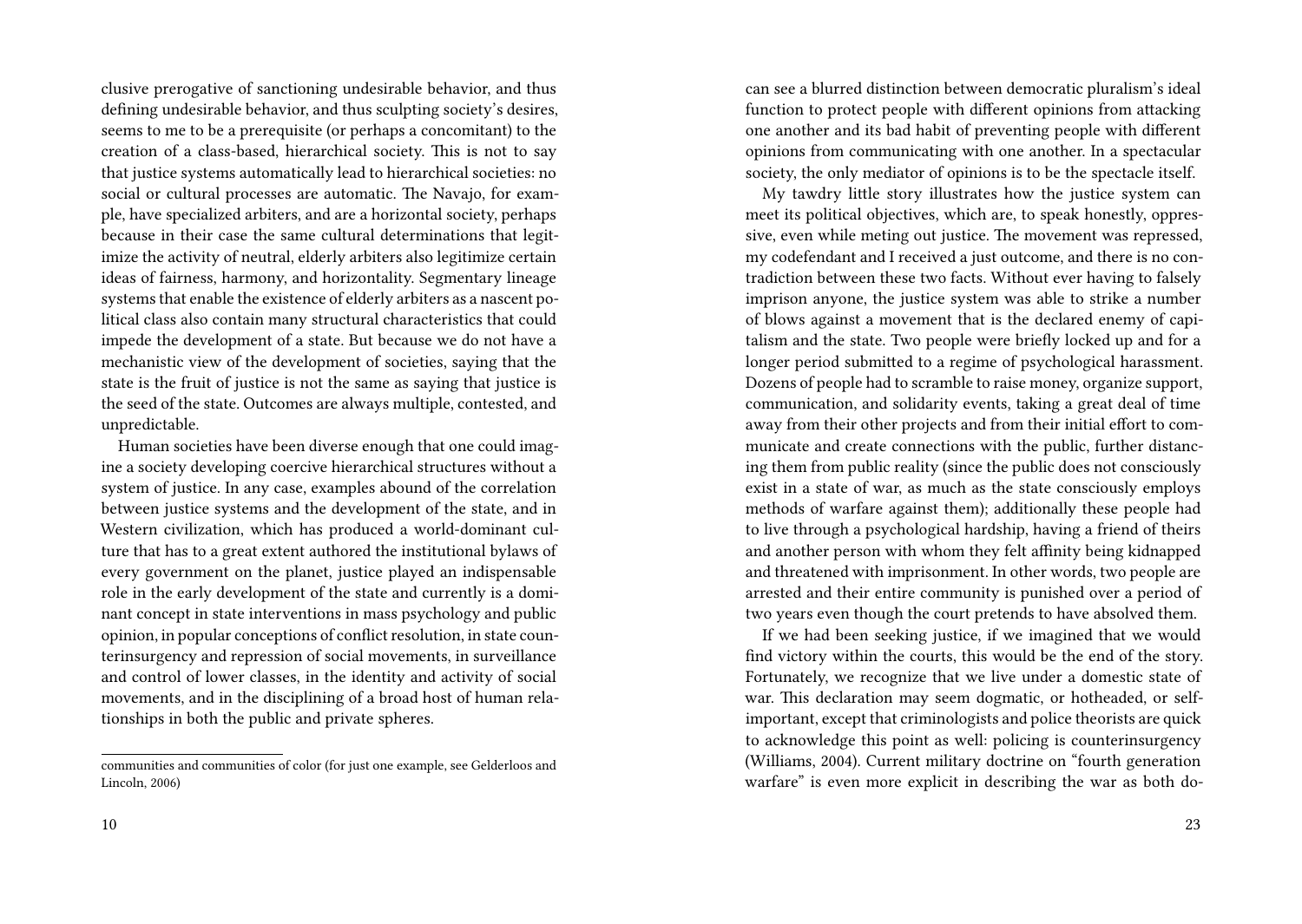clusive prerogative of sanctioning undesirable behavior, and thus defining undesirable behavior, and thus sculpting society's desires, seems to me to be a prerequisite (or perhaps a concomitant) to the creation of a class-based, hierarchical society. This is not to say that justice systems automatically lead to hierarchical societies: no social or cultural processes are automatic. The Navajo, for example, have specialized arbiters, and are a horizontal society, perhaps because in their case the same cultural determinations that legitimize the activity of neutral, elderly arbiters also legitimize certain ideas of fairness, harmony, and horizontality. Segmentary lineage systems that enable the existence of elderly arbiters as a nascent political class also contain many structural characteristics that could impede the development of a state. But because we do not have a mechanistic view of the development of societies, saying that the state is the fruit of justice is not the same as saying that justice is the seed of the state. Outcomes are always multiple, contested, and unpredictable.

Human societies have been diverse enough that one could imagine a society developing coercive hierarchical structures without a system of justice. In any case, examples abound of the correlation between justice systems and the development of the state, and in Western civilization, which has produced a world-dominant culture that has to a great extent authored the institutional bylaws of every government on the planet, justice played an indispensable role in the early development of the state and currently is a dominant concept in state interventions in mass psychology and public opinion, in popular conceptions of conflict resolution, in state counterinsurgency and repression of social movements, in surveillance and control of lower classes, in the identity and activity of social movements, and in the disciplining of a broad host of human relationships in both the public and private spheres.

communities and communities of color (for just one example, see Gelderloos and Lincoln, 2006)

can see a blurred distinction between democratic pluralism's ideal function to protect people with different opinions from attacking one another and its bad habit of preventing people with different opinions from communicating with one another. In a spectacular society, the only mediator of opinions is to be the spectacle itself.

My tawdry little story illustrates how the justice system can meet its political objectives, which are, to speak honestly, oppressive, even while meting out justice. The movement was repressed, my codefendant and I received a just outcome, and there is no contradiction between these two facts. Without ever having to falsely imprison anyone, the justice system was able to strike a number of blows against a movement that is the declared enemy of capitalism and the state. Two people were briefly locked up and for a longer period submitted to a regime of psychological harassment. Dozens of people had to scramble to raise money, organize support, communication, and solidarity events, taking a great deal of time away from their other projects and from their initial effort to communicate and create connections with the public, further distancing them from public reality (since the public does not consciously exist in a state of war, as much as the state consciously employs methods of warfare against them); additionally these people had to live through a psychological hardship, having a friend of theirs and another person with whom they felt affinity being kidnapped and threatened with imprisonment. In other words, two people are arrested and their entire community is punished over a period of two years even though the court pretends to have absolved them.

If we had been seeking justice, if we imagined that we would find victory within the courts, this would be the end of the story. Fortunately, we recognize that we live under a domestic state of war. This declaration may seem dogmatic, or hotheaded, or self-important, except that criminologists and police theorists are quick to acknowledge this point as well: policing is counterinsurgency (Williams, 2004). Current military doctrine on "fourth generation warfare" is even more explicit in describing the war as both do-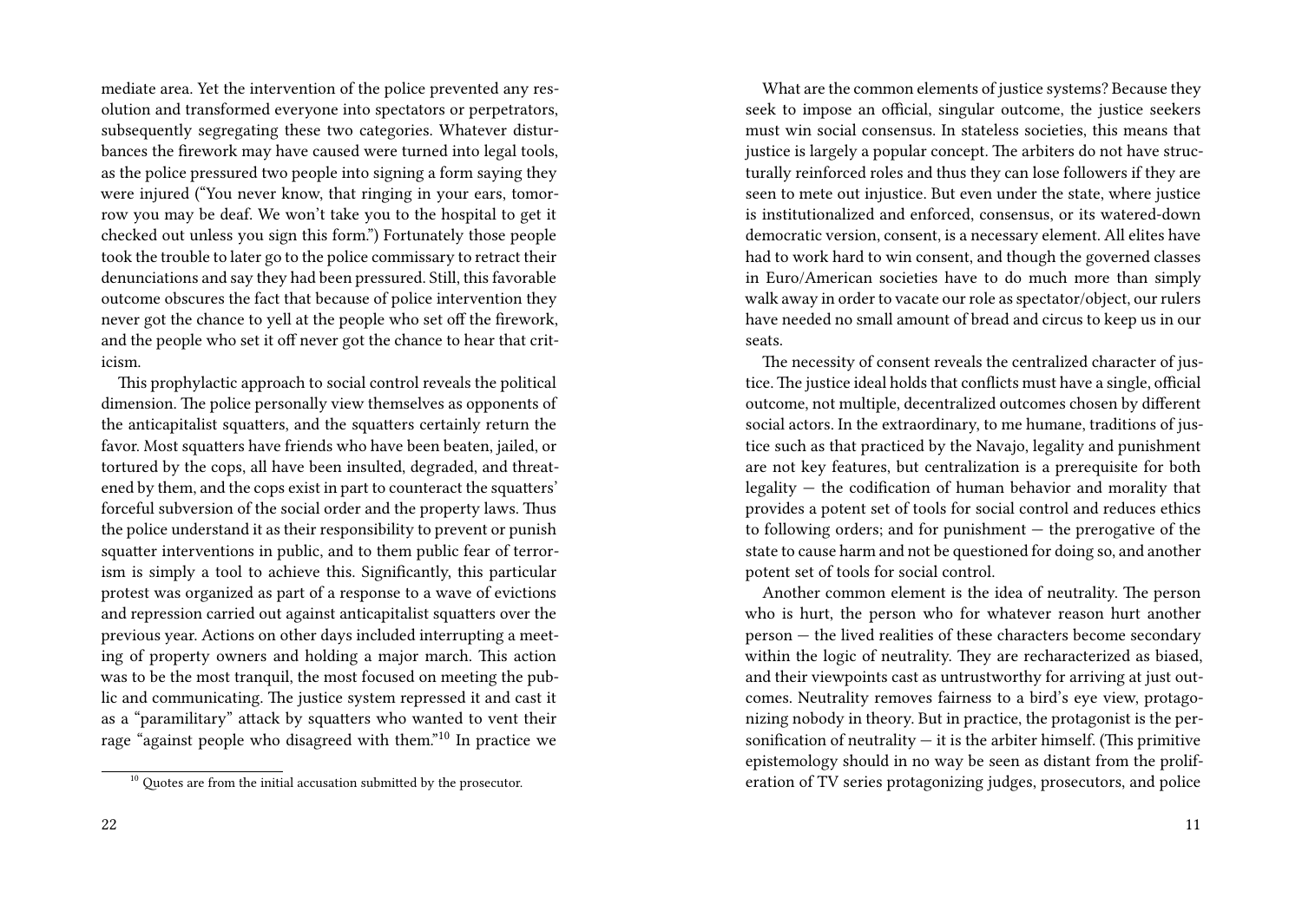mediate area. Yet the intervention of the police prevented any resolution and transformed everyone into spectators or perpetrators, subsequently segregating these two categories. Whatever disturbances the firework may have caused were turned into legal tools, as the police pressured two people into signing a form saying they were injured ("You never know, that ringing in your ears, tomorrow you may be deaf. We won't take you to the hospital to get it checked out unless you sign this form.") Fortunately those people took the trouble to later go to the police commissary to retract their denunciations and say they had been pressured. Still, this favorable outcome obscures the fact that because of police intervention they never got the chance to yell at the people who set off the firework, and the people who set it off never got the chance to hear that criticism.

This prophylactic approach to social control reveals the political dimension. The police personally view themselves as opponents of the anticapitalist squatters, and the squatters certainly return the favor. Most squatters have friends who have been beaten, jailed, or tortured by the cops, all have been insulted, degraded, and threatened by them, and the cops exist in part to counteract the squatters' forceful subversion of the social order and the property laws. Thus the police understand it as their responsibility to prevent or punish squatter interventions in public, and to them public fear of terrorism is simply a tool to achieve this. Significantly, this particular protest was organized as part of a response to a wave of evictions and repression carried out against anticapitalist squatters over the previous year. Actions on other days included interrupting a meeting of property owners and holding a major march. This action was to be the most tranquil, the most focused on meeting the public and communicating. The justice system repressed it and cast it as a "paramilitary" attack by squatters who wanted to vent their rage "against people who disagreed with them."[10] In practice we

[10] Quotes are from the initial accusation submitted by the prosecutor.

What are the common elements of justice systems? Because they seek to impose an official, singular outcome, the justice seekers must win social consensus. In stateless societies, this means that justice is largely a popular concept. The arbiters do not have structurally reinforced roles and thus they can lose followers if they are seen to mete out injustice. But even under the state, where justice is institutionalized and enforced, consensus, or its watered-down democratic version, consent, is a necessary element. All elites have had to work hard to win consent, and though the governed classes in Euro/American societies have to do much more than simply walk away in order to vacate our role as spectator/object, our rulers have needed no small amount of bread and circus to keep us in our seats.

The necessity of consent reveals the centralized character of justice. The justice ideal holds that conflicts must have a single, official outcome, not multiple, decentralized outcomes chosen by different social actors. In the extraordinary, to me humane, traditions of justice such as that practiced by the Navajo, legality and punishment are not key features, but centralization is a prerequisite for both legality — the codification of human behavior and morality that provides a potent set of tools for social control and reduces ethics to following orders; and for punishment — the prerogative of the state to cause harm and not be questioned for doing so, and another potent set of tools for social control.

Another common element is the idea of neutrality. The person who is hurt, the person who for whatever reason hurt another person — the lived realities of these characters become secondary within the logic of neutrality. They are recharacterized as biased, and their viewpoints cast as untrustworthy for arriving at just outcomes. Neutrality removes fairness to a bird's eye view, protagonizing nobody in theory. But in practice, the protagonist is the personification of neutrality — it is the arbiter himself. (This primitive epistemology should in no way be seen as distant from the proliferation of TV series protagonizing judges, prosecutors, and police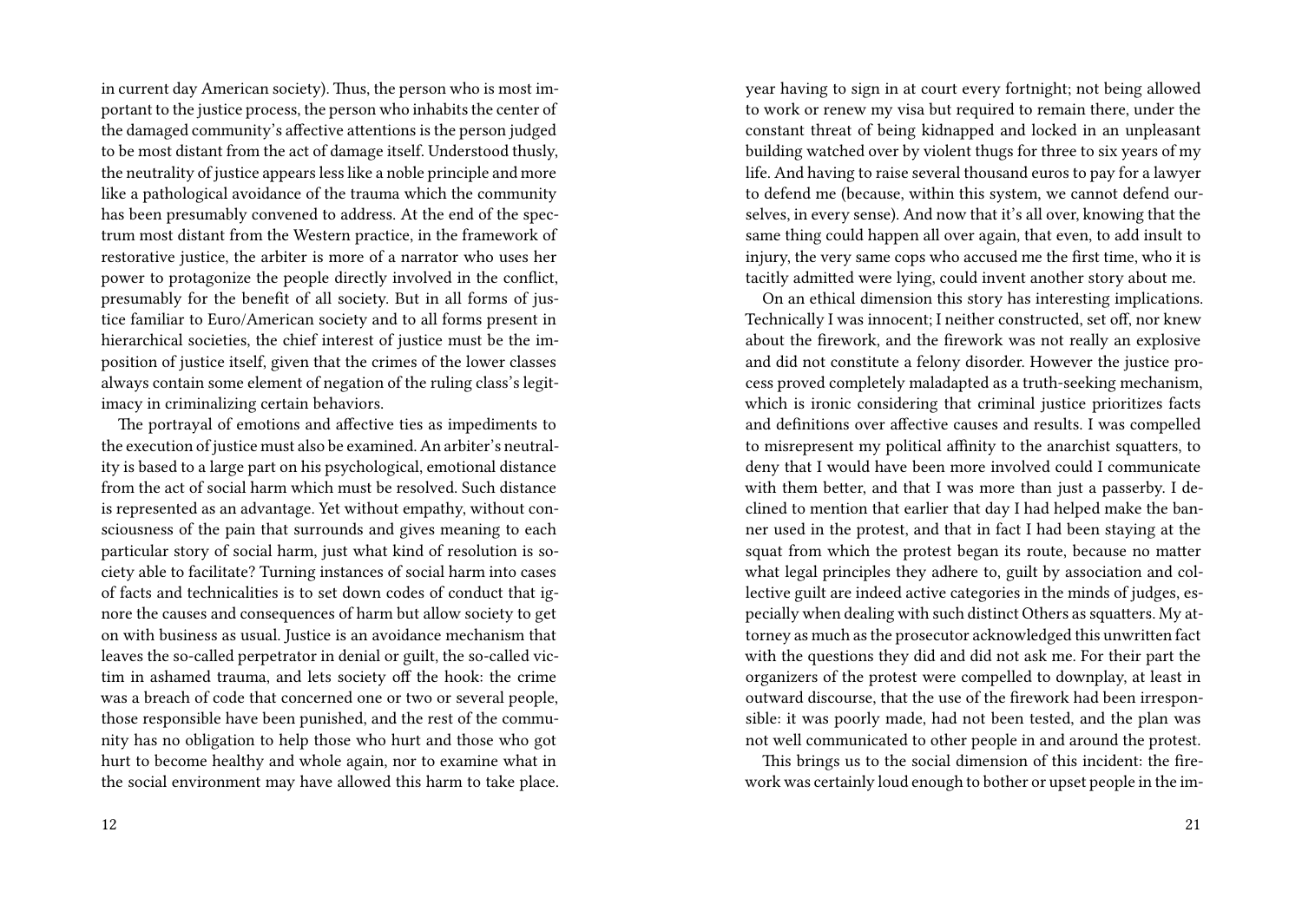in current day American society). Thus, the person who is most important to the justice process, the person who inhabits the center of the damaged community's affective attentions is the person judged to be most distant from the act of damage itself. Understood thusly, the neutrality of justice appears less like a noble principle and more like a pathological avoidance of the trauma which the community has been presumably convened to address. At the end of the spectrum most distant from the Western practice, in the framework of restorative justice, the arbiter is more of a narrator who uses her power to protagonize the people directly involved in the conflict, presumably for the benefit of all society. But in all forms of justice familiar to Euro/American society and to all forms present in hierarchical societies, the chief interest of justice must be the imposition of justice itself, given that the crimes of the lower classes always contain some element of negation of the ruling class's legitimacy in criminalizing certain behaviors.

The portrayal of emotions and affective ties as impediments to the execution of justice must also be examined. An arbiter's neutrality is based to a large part on his psychological, emotional distance from the act of social harm which must be resolved. Such distance is represented as an advantage. Yet without empathy, without consciousness of the pain that surrounds and gives meaning to each particular story of social harm, just what kind of resolution is society able to facilitate? Turning instances of social harm into cases of facts and technicalities is to set down codes of conduct that ignore the causes and consequences of harm but allow society to get on with business as usual. Justice is an avoidance mechanism that leaves the so-called perpetrator in denial or guilt, the so-called victim in ashamed trauma, and lets society off the hook: the crime was a breach of code that concerned one or two or several people, those responsible have been punished, and the rest of the community has no obligation to help those who hurt and those who got hurt to become healthy and whole again, nor to examine what in the social environment may have allowed this harm to take place.

year having to sign in at court every fortnight; not being allowed to work or renew my visa but required to remain there, under the constant threat of being kidnapped and locked in an unpleasant building watched over by violent thugs for three to six years of my life. And having to raise several thousand euros to pay for a lawyer to defend me (because, within this system, we cannot defend ourselves, in every sense). And now that it's all over, knowing that the same thing could happen all over again, that even, to add insult to injury, the very same cops who accused me the first time, who it is tacitly admitted were lying, could invent another story about me.

On an ethical dimension this story has interesting implications. Technically I was innocent; I neither constructed, set off, nor knew about the firework, and the firework was not really an explosive and did not constitute a felony disorder. However the justice process proved completely maladapted as a truth-seeking mechanism, which is ironic considering that criminal justice prioritizes facts and definitions over affective causes and results. I was compelled to misrepresent my political affinity to the anarchist squatters, to deny that I would have been more involved could I communicate with them better, and that I was more than just a passerby. I declined to mention that earlier that day I had helped make the banner used in the protest, and that in fact I had been staying at the squat from which the protest began its route, because no matter what legal principles they adhere to, guilt by association and collective guilt are indeed active categories in the minds of judges, especially when dealing with such distinct Others as squatters. My attorney as much as the prosecutor acknowledged this unwritten fact with the questions they did and did not ask me. For their part the organizers of the protest were compelled to downplay, at least in outward discourse, that the use of the firework had been irresponsible: it was poorly made, had not been tested, and the plan was not well communicated to other people in and around the protest.

This brings us to the social dimension of this incident: the firework was certainly loud enough to bother or upset people in the im-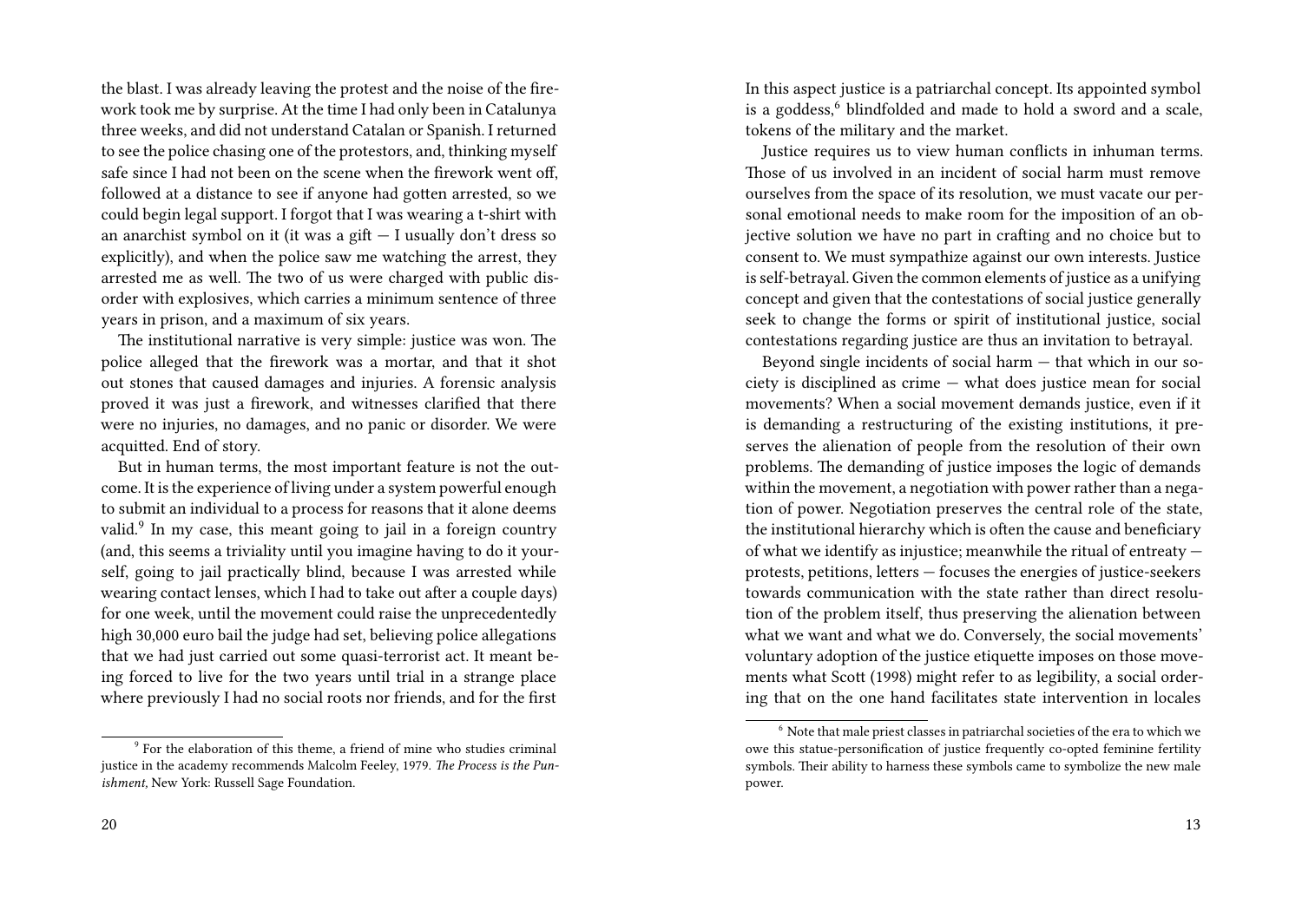the blast. I was already leaving the protest and the noise of the firework took me by surprise. At the time I had only been in Catalunya three weeks, and did not understand Catalan or Spanish. I returned to see the police chasing one of the protestors, and, thinking myself safe since I had not been on the scene when the firework went off, followed at a distance to see if anyone had gotten arrested, so we could begin legal support. I forgot that I was wearing a t-shirt with an anarchist symbol on it (it was a gift — I usually don't dress so explicitly), and when the police saw me watching the arrest, they arrested me as well. The two of us were charged with public disorder with explosives, which carries a minimum sentence of three years in prison, and a maximum of six years.

The institutional narrative is very simple: justice was won. The police alleged that the firework was a mortar, and that it shot out stones that caused damages and injuries. A forensic analysis proved it was just a firework, and witnesses clarified that there were no injuries, no damages, and no panic or disorder. We were acquitted. End of story.

But in human terms, the most important feature is not the outcome. It is the experience of living under a system powerful enough to submit an individual to a process for reasons that it alone deems valid.[9] In my case, this meant going to jail in a foreign country (and, this seems a triviality until you imagine having to do it yourself, going to jail practically blind, because I was arrested while wearing contact lenses, which I had to take out after a couple days) for one week, until the movement could raise the unprecedentedly high 30,000 euro bail the judge had set, believing police allegations that we had just carried out some quasi-terrorist act. It meant being forced to live for the two years until trial in a strange place where previously I had no social roots nor friends, and for the first

[9] For the elaboration of this theme, a friend of mine who studies criminal justice in the academy recommends Malcolm Feeley, 1979. *The Process is the Punishment,* New York: Russell Sage Foundation.

In this aspect justice is a patriarchal concept. Its appointed symbol is a goddess,[6] blindfolded and made to hold a sword and a scale, tokens of the military and the market.

Justice requires us to view human conflicts in inhuman terms. Those of us involved in an incident of social harm must remove ourselves from the space of its resolution, we must vacate our personal emotional needs to make room for the imposition of an objective solution we have no part in crafting and no choice but to consent to. We must sympathize against our own interests. Justice is self-betrayal. Given the common elements of justice as a unifying concept and given that the contestations of social justice generally seek to change the forms or spirit of institutional justice, social contestations regarding justice are thus an invitation to betrayal.

Beyond single incidents of social harm — that which in our society is disciplined as crime — what does justice mean for social movements? When a social movement demands justice, even if it is demanding a restructuring of the existing institutions, it preserves the alienation of people from the resolution of their own problems. The demanding of justice imposes the logic of demands within the movement, a negotiation with power rather than a negation of power. Negotiation preserves the central role of the state, the institutional hierarchy which is often the cause and beneficiary of what we identify as injustice; meanwhile the ritual of entreaty — protests, petitions, letters — focuses the energies of justice-seekers towards communication with the state rather than direct resolution of the problem itself, thus preserving the alienation between what we want and what we do. Conversely, the social movements' voluntary adoption of the justice etiquette imposes on those movements what Scott (1998) might refer to as legibility, a social ordering that on the one hand facilitates state intervention in locales

[6] Note that male priest classes in patriarchal societies of the era to which we owe this statue-personification of justice frequently co-opted feminine fertility symbols. Their ability to harness these symbols came to symbolize the new male power.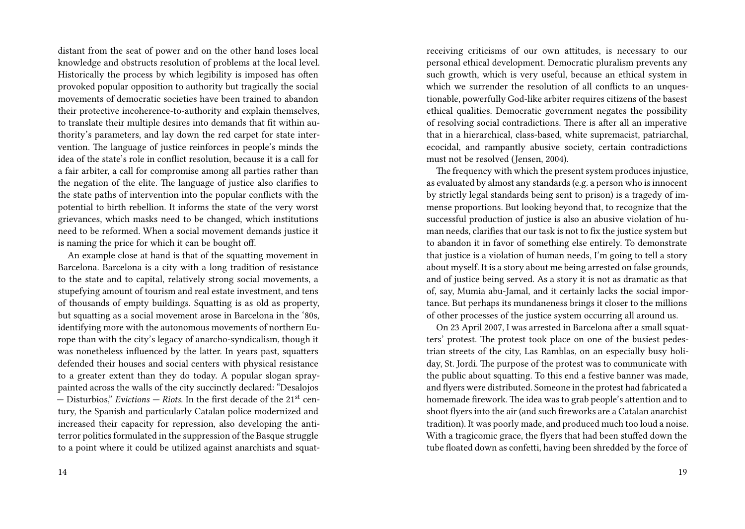distant from the seat of power and on the other hand loses local knowledge and obstructs resolution of problems at the local level. Historically the process by which legibility is imposed has often provoked popular opposition to authority but tragically the social movements of democratic societies have been trained to abandon their protective incoherence-to-authority and explain themselves, to translate their multiple desires into demands that fit within authority's parameters, and lay down the red carpet for state intervention. The language of justice reinforces in people's minds the idea of the state's role in conflict resolution, because it is a call for a fair arbiter, a call for compromise among all parties rather than the negation of the elite. The language of justice also clarifies to the state paths of intervention into the popular conflicts with the potential to birth rebellion. It informs the state of the very worst grievances, which masks need to be changed, which institutions need to be reformed. When a social movement demands justice it is naming the price for which it can be bought off.

An example close at hand is that of the squatting movement in Barcelona. Barcelona is a city with a long tradition of resistance to the state and to capital, relatively strong social movements, a stupefying amount of tourism and real estate investment, and tens of thousands of empty buildings. Squatting is as old as property, but squatting as a social movement arose in Barcelona in the '80s, identifying more with the autonomous movements of northern Europe than with the city's legacy of anarcho-syndicalism, though it was nonetheless influenced by the latter. In years past, squatters defended their houses and social centers with physical resistance to a greater extent than they do today. A popular slogan spray-painted across the walls of the city succinctly declared: "Desalojos — Disturbios," *Evictions — Riots.* In the first decade of the 21st century, the Spanish and particularly Catalan police modernized and increased their capacity for repression, also developing the anti-terror politics formulated in the suppression of the Basque struggle to a point where it could be utilized against anarchists and squat-

receiving criticisms of our own attitudes, is necessary to our personal ethical development. Democratic pluralism prevents any such growth, which is very useful, because an ethical system in which we surrender the resolution of all conflicts to an unquestionable, powerfully God-like arbiter requires citizens of the basest ethical qualities. Democratic government negates the possibility of resolving social contradictions. There is after all an imperative that in a hierarchical, class-based, white supremacist, patriarchal, ecocidal, and rampantly abusive society, certain contradictions must not be resolved (Jensen, 2004).

The frequency with which the present system produces injustice, as evaluated by almost any standards (e.g. a person who is innocent by strictly legal standards being sent to prison) is a tragedy of immense proportions. But looking beyond that, to recognize that the successful production of justice is also an abusive violation of human needs, clarifies that our task is not to fix the justice system but to abandon it in favor of something else entirely. To demonstrate that justice is a violation of human needs, I'm going to tell a story about myself. It is a story about me being arrested on false grounds, and of justice being served. As a story it is not as dramatic as that of, say, Mumia abu-Jamal, and it certainly lacks the social importance. But perhaps its mundaneness brings it closer to the millions of other processes of the justice system occurring all around us.

On 23 April 2007, I was arrested in Barcelona after a small squatters' protest. The protest took place on one of the busiest pedestrian streets of the city, Las Ramblas, on an especially busy holiday, St. Jordi. The purpose of the protest was to communicate with the public about squatting. To this end a festive banner was made, and flyers were distributed. Someone in the protest had fabricated a homemade firework. The idea was to grab people's attention and to shoot flyers into the air (and such fireworks are a Catalan anarchist tradition). It was poorly made, and produced much too loud a noise. With a tragicomic grace, the flyers that had been stuffed down the tube floated down as confetti, having been shredded by the force of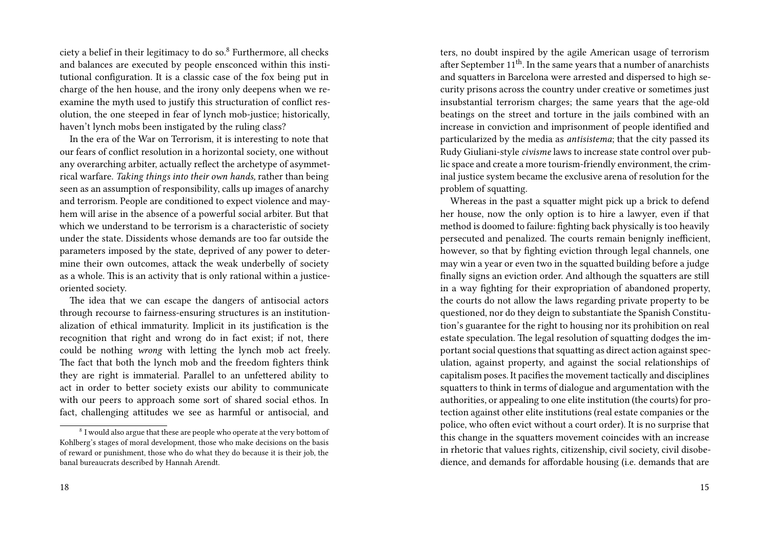ciety a belief in their legitimacy to do so.[8] Furthermore, all checks and balances are executed by people ensconced within this institutional configuration. It is a classic case of the fox being put in charge of the hen house, and the irony only deepens when we reexamine the myth used to justify this structuration of conflict resolution, the one steeped in fear of lynch mob-justice; historically, haven't lynch mobs been instigated by the ruling class?

In the era of the War on Terrorism, it is interesting to note that our fears of conflict resolution in a horizontal society, one without any overarching arbiter, actually reflect the archetype of asymmetrical warfare. *Taking things into their own hands,* rather than being seen as an assumption of responsibility, calls up images of anarchy and terrorism. People are conditioned to expect violence and mayhem will arise in the absence of a powerful social arbiter. But that which we understand to be terrorism is a characteristic of society under the state. Dissidents whose demands are too far outside the parameters imposed by the state, deprived of any power to determine their own outcomes, attack the weak underbelly of society as a whole. This is an activity that is only rational within a justice-oriented society.

The idea that we can escape the dangers of antisocial actors through recourse to fairness-ensuring structures is an institutionalization of ethical immaturity. Implicit in its justification is the recognition that right and wrong do in fact exist; if not, there could be nothing *wrong* with letting the lynch mob act freely. The fact that both the lynch mob and the freedom fighters think they are right is immaterial. Parallel to an unfettered ability to act in order to better society exists our ability to communicate with our peers to approach some sort of shared social ethos. In fact, challenging attitudes we see as harmful or antisocial, and

[8] I would also argue that these are people who operate at the very bottom of Kohlberg's stages of moral development, those who make decisions on the basis of reward or punishment, those who do what they do because it is their job, the banal bureaucrats described by Hannah Arendt.

ters, no doubt inspired by the agile American usage of terrorism after September 11th. In the same years that a number of anarchists and squatters in Barcelona were arrested and dispersed to high security prisons across the country under creative or sometimes just insubstantial terrorism charges; the same years that the age-old beatings on the street and torture in the jails combined with an increase in conviction and imprisonment of people identified and particularized by the media as *antisistema*; that the city passed its Rudy Giuliani-style *civisme* laws to increase state control over public space and create a more tourism-friendly environment, the criminal justice system became the exclusive arena of resolution for the problem of squatting.

Whereas in the past a squatter might pick up a brick to defend her house, now the only option is to hire a lawyer, even if that method is doomed to failure: fighting back physically is too heavily persecuted and penalized. The courts remain benignly inefficient, however, so that by fighting eviction through legal channels, one may win a year or even two in the squatted building before a judge finally signs an eviction order. And although the squatters are still in a way fighting for their expropriation of abandoned property, the courts do not allow the laws regarding private property to be questioned, nor do they deign to substantiate the Spanish Constitution's guarantee for the right to housing nor its prohibition on real estate speculation. The legal resolution of squatting dodges the important social questions that squatting as direct action against speculation, against property, and against the social relationships of capitalism poses. It pacifies the movement tactically and disciplines squatters to think in terms of dialogue and argumentation with the authorities, or appealing to one elite institution (the courts) for protection against other elite institutions (real estate companies or the police, who often evict without a court order). It is no surprise that this change in the squatters movement coincides with an increase in rhetoric that values rights, citizenship, civil society, civil disobedience, and demands for affordable housing (i.e. demands that are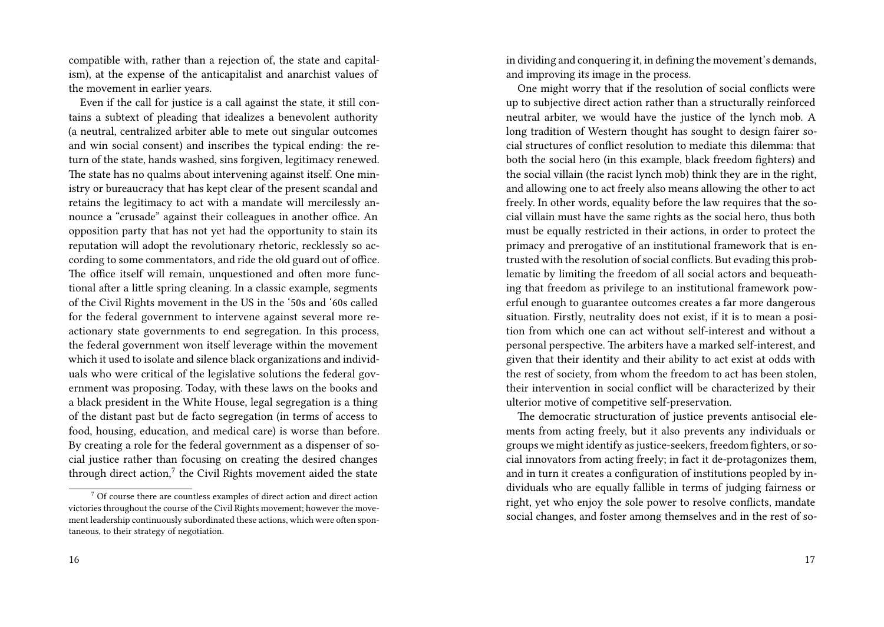compatible with, rather than a rejection of, the state and capitalism), at the expense of the anticapitalist and anarchist values of the movement in earlier years.

Even if the call for justice is a call against the state, it still contains a subtext of pleading that idealizes a benevolent authority (a neutral, centralized arbiter able to mete out singular outcomes and win social consent) and inscribes the typical ending: the return of the state, hands washed, sins forgiven, legitimacy renewed. The state has no qualms about intervening against itself. One ministry or bureaucracy that has kept clear of the present scandal and retains the legitimacy to act with a mandate will mercilessly announce a "crusade" against their colleagues in another office. An opposition party that has not yet had the opportunity to stain its reputation will adopt the revolutionary rhetoric, recklessly so according to some commentators, and ride the old guard out of office. The office itself will remain, unquestioned and often more functional after a little spring cleaning. In a classic example, segments of the Civil Rights movement in the US in the '50s and '60s called for the federal government to intervene against several more reactionary state governments to end segregation. In this process, the federal government won itself leverage within the movement which it used to isolate and silence black organizations and individuals who were critical of the legislative solutions the federal government was proposing. Today, with these laws on the books and a black president in the White House, legal segregation is a thing of the distant past but de facto segregation (in terms of access to food, housing, education, and medical care) is worse than before. By creating a role for the federal government as a dispenser of social justice rather than focusing on creating the desired changes through direct action,[7] the Civil Rights movement aided the state in dividing and conquering it, in defining the movement's demands, and improving its image in the process.

One might worry that if the resolution of social conflicts were up to subjective direct action rather than a structurally reinforced neutral arbiter, we would have the justice of the lynch mob. A long tradition of Western thought has sought to design fairer social structures of conflict resolution to mediate this dilemma: that both the social hero (in this example, black freedom fighters) and the social villain (the racist lynch mob) think they are in the right, and allowing one to act freely also means allowing the other to act freely. In other words, equality before the law requires that the social villain must have the same rights as the social hero, thus both must be equally restricted in their actions, in order to protect the primacy and prerogative of an institutional framework that is entrusted with the resolution of social conflicts. But evading this problematic by limiting the freedom of all social actors and bequeathing that freedom as privilege to an institutional framework powerful enough to guarantee outcomes creates a far more dangerous situation. Firstly, neutrality does not exist, if it is to mean a position from which one can act without self-interest and without a personal perspective. The arbiters have a marked self-interest, and given that their identity and their ability to act exist at odds with the rest of society, from whom the freedom to act has been stolen, their intervention in social conflict will be characterized by their ulterior motive of competitive self-preservation.

The democratic structuration of justice prevents antisocial elements from acting freely, but it also prevents any individuals or groups we might identify as justice-seekers, freedom fighters, or social innovators from acting freely; in fact it de-protagonizes them, and in turn it creates a configuration of institutions peopled by individuals who are equally fallible in terms of judging fairness or right, yet who enjoy the sole power to resolve conflicts, mandate social changes, and foster among themselves and in the rest of so-

[7] Of course there are countless examples of direct action and direct action victories throughout the course of the Civil Rights movement; however the movement leadership continuously subordinated these actions, which were often spontaneous, to their strategy of negotiation.